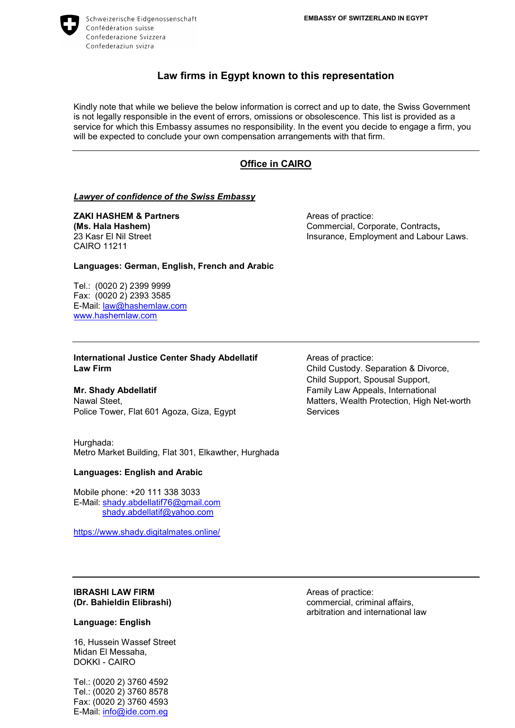Schweizerische Eidgenossenschaft
Confédération suisse
Confederazione Svizzera
Confederaziun svizra

**EMBASSY OF SWITZERLAND IN EGYPT**

# Law firms in Egypt known to this representation

Kindly note that while we believe the below information is correct and up to date, the Swiss Government is not legally responsible in the event of errors, omissions or obsolescence. This list is provided as a service for which this Embassy assumes no responsibility. In the event you decide to engage a firm, you will be expected to conclude your own compensation arrangements with that firm.

---

## Office in CAIRO

***Lawyer of confidence of the Swiss Embassy***

**ZAKI HASHEM & Partners**
**(Ms. Hala Hashem)**
23 Kasr El Nil Street
CAIRO 11211

Areas of practice:
Commercial, Corporate, Contracts**,** Insurance, Employment and Labour Laws.

**Languages: German, English, French and Arabic**

Tel.: (0020 2) 2399 9999
Fax: (0020 2) 2393 3585
E-Mail: law@hashemlaw.com
www.hashemlaw.com

---

**International Justice Center Shady Abdellatif Law Firm**

**Mr. Shady Abdellatif**
Nawal Steet,
Police Tower, Flat 601 Agoza, Giza, Egypt

Areas of practice:
Child Custody. Separation & Divorce, Child Support, Spousal Support, Family Law Appeals, International Matters, Wealth Protection, High Net-worth Services

Hurghada:
Metro Market Building, Flat 301, Elkawther, Hurghada

**Languages: English and Arabic**

Mobile phone: +20 111 338 3033
E-Mail: shady.abdellatif76@gmail.com
shady.abdellatif@yahoo.com

https://www.shady.digitalmates.online/

---

**IBRASHI LAW FIRM**
**(Dr. Bahieldin Elibrashi)**

Areas of practice:
commercial, criminal affairs, arbitration and international law

**Language: English**

16, Hussein Wassef Street
Midan El Messaha,
DOKKI - CAIRO

Tel.: (0020 2) 3760 4592
Tel.: (0020 2) 3760 8578
Fax: (0020 2) 3760 4593
E-Mail: info@ide.com.eg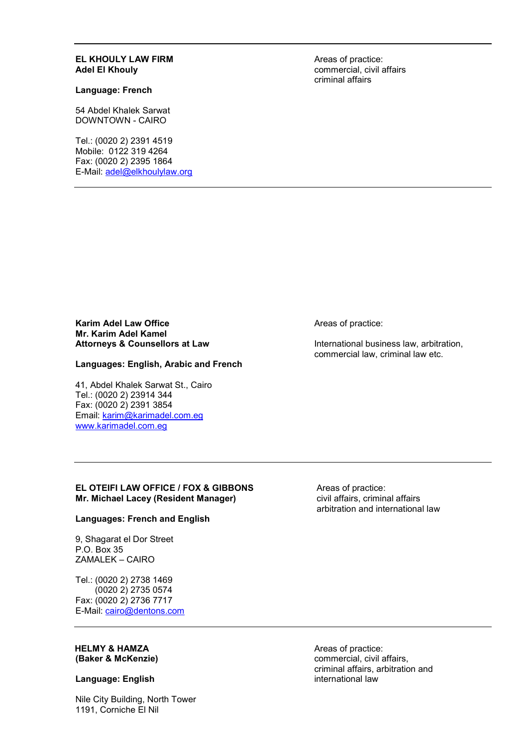---

**EL KHOULY LAW FIRM**
**Adel El Khouly**

**Language: French**

54 Abdel Khalek Sarwat
DOWNTOWN - CAIRO

Tel.: (0020 2) 2391 4519
Mobile: 0122 319 4264
Fax: (0020 2) 2395 1864
E-Mail: adel@elkhoulylaw.org

Areas of practice:
commercial, civil affairs
criminal affairs

---

**Karim Adel Law Office**
**Mr. Karim Adel Kamel**
**Attorneys & Counsellors at Law**

**Languages: English, Arabic and French**

41, Abdel Khalek Sarwat St., Cairo
Tel.: (0020 2) 23914 344
Fax: (0020 2) 2391 3854
Email: karim@karimadel.com.eg
www.karimadel.com.eg

Areas of practice:

International business law, arbitration,
commercial law, criminal law etc.

---

**EL OTEIFI LAW OFFICE / FOX & GIBBONS**
**Mr. Michael Lacey (Resident Manager)**

**Languages: French and English**

9, Shagarat el Dor Street
P.O. Box 35
ZAMALEK – CAIRO

Tel.: (0020 2) 2738 1469
(0020 2) 2735 0574
Fax: (0020 2) 2736 7717
E-Mail: cairo@dentons.com

Areas of practice:
civil affairs, criminal affairs
arbitration and international law

---

**HELMY & HAMZA**
**(Baker & McKenzie)**

**Language: English**

Nile City Building, North Tower
1191, Corniche El Nil

Areas of practice:
commercial, civil affairs,
criminal affairs, arbitration and
international law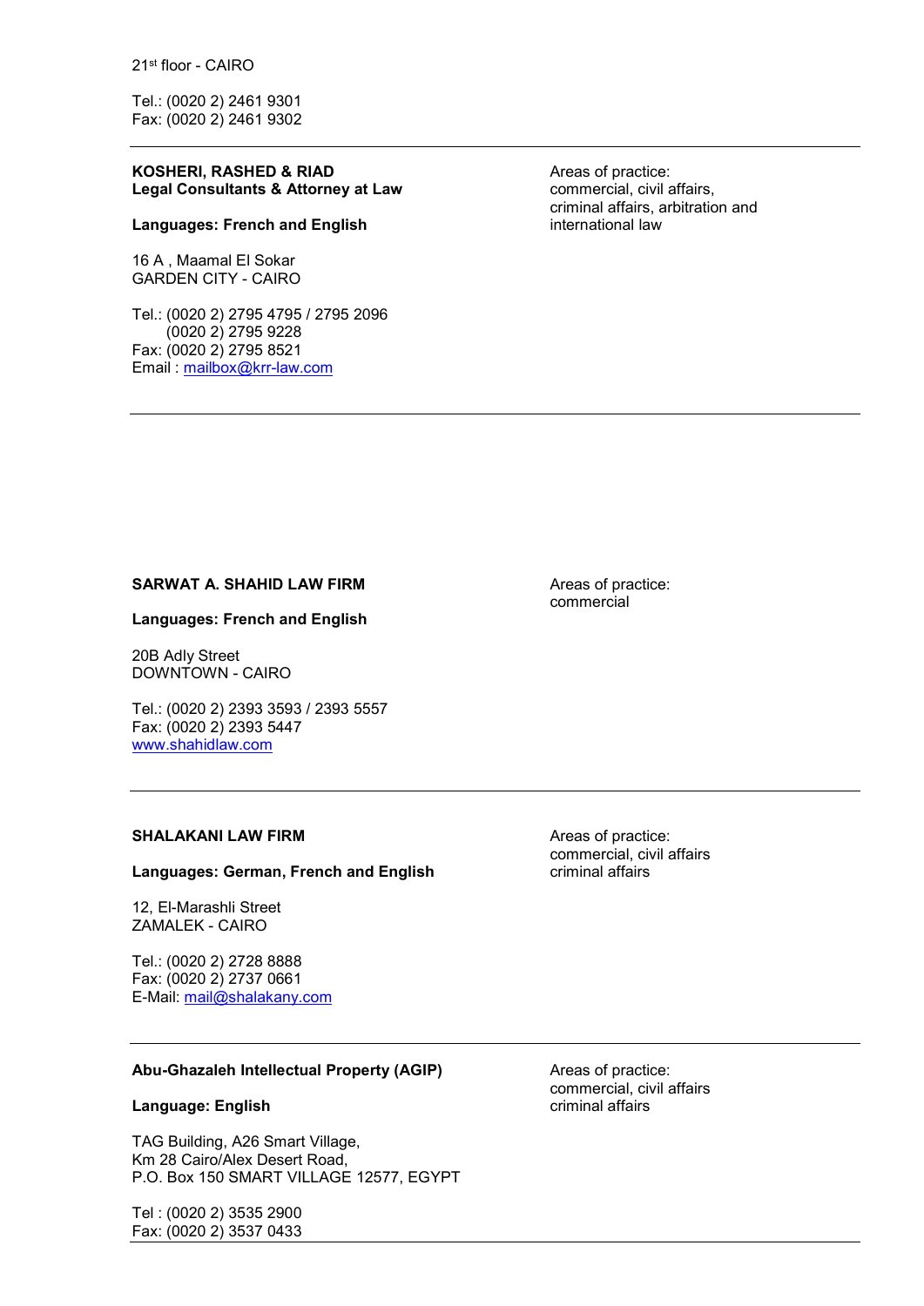21st floor - CAIRO

Tel.: (0020 2) 2461 9301
Fax: (0020 2) 2461 9302

---

**KOSHERI, RASHED & RIAD**
**Legal Consultants & Attorney at Law**

**Languages: French and English**

16 A , Maamal El Sokar
GARDEN CITY - CAIRO

Tel.: (0020 2) 2795 4795 / 2795 2096
(0020 2) 2795 9228
Fax: (0020 2) 2795 8521
Email : mailbox@krr-law.com

Areas of practice:
commercial, civil affairs, criminal affairs, arbitration and international law

---

**SARWAT A. SHAHID LAW FIRM**

**Languages: French and English**

20B Adly Street
DOWNTOWN - CAIRO

Tel.: (0020 2) 2393 3593 / 2393 5557
Fax: (0020 2) 2393 5447
www.shahidlaw.com

Areas of practice:
commercial

---

**SHALAKANI LAW FIRM**

**Languages: German, French and English**

12, El-Marashli Street
ZAMALEK - CAIRO

Tel.: (0020 2) 2728 8888
Fax: (0020 2) 2737 0661
E-Mail: mail@shalakany.com

Areas of practice:
commercial, civil affairs
criminal affairs

---

**Abu-Ghazaleh Intellectual Property (AGIP)**

**Language: English**

TAG Building, A26 Smart Village,
Km 28 Cairo/Alex Desert Road,
P.O. Box 150 SMART VILLAGE 12577, EGYPT

Tel : (0020 2) 3535 2900
Fax: (0020 2) 3537 0433

Areas of practice:
commercial, civil affairs
criminal affairs

---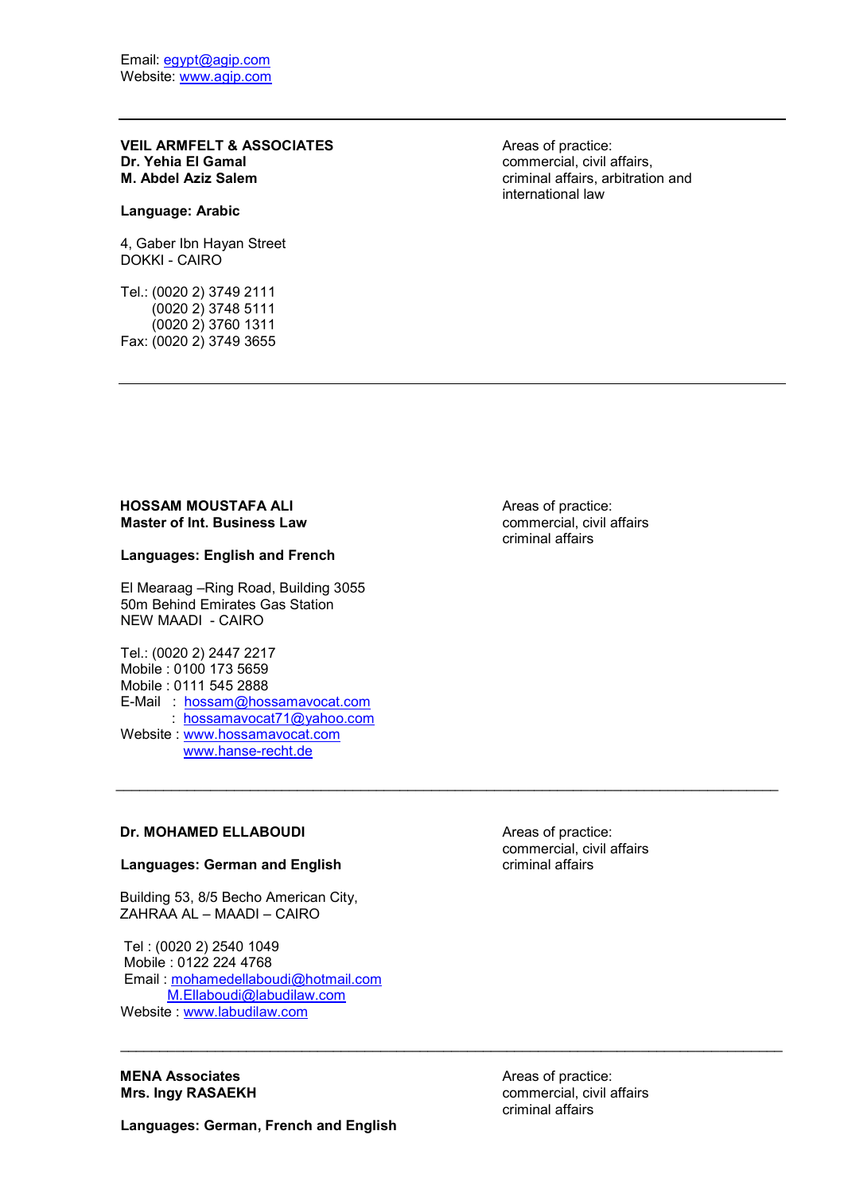Email: egypt@agip.com
Website: www.agip.com

---

**VEIL ARMFELT & ASSOCIATES**
**Dr. Yehia El Gamal**
**M. Abdel Aziz Salem**

Areas of practice:
commercial, civil affairs,
criminal affairs, arbitration and
international law

**Language: Arabic**

4, Gaber Ibn Hayan Street
DOKKI - CAIRO

Tel.: (0020 2) 3749 2111
(0020 2) 3748 5111
(0020 2) 3760 1311
Fax: (0020 2) 3749 3655

---

**HOSSAM MOUSTAFA ALI**
**Master of Int. Business Law**

Areas of practice:
commercial, civil affairs
criminal affairs

**Languages: English and French**

El Mearaag –Ring Road, Building 3055
50m Behind Emirates Gas Station
NEW MAADI - CAIRO

Tel.: (0020 2) 2447 2217
Mobile : 0100 173 5659
Mobile : 0111 545 2888
E-Mail : hossam@hossamavocat.com
: hossamavocat71@yahoo.com
Website : www.hossamavocat.com
www.hanse-recht.de

---

**Dr. MOHAMED ELLABOUDI**

Areas of practice:
commercial, civil affairs
criminal affairs

**Languages: German and English**

Building 53, 8/5 Becho American City,
ZAHRAA AL – MAADI – CAIRO

Tel : (0020 2) 2540 1049
Mobile : 0122 224 4768
Email : mohamedellaboudi@hotmail.com
M.Ellaboudi@labudilaw.com
Website : www.labudilaw.com

---

**MENA Associates**
**Mrs. Ingy RASAEKH**

Areas of practice:
commercial, civil affairs
criminal affairs

**Languages: German, French and English**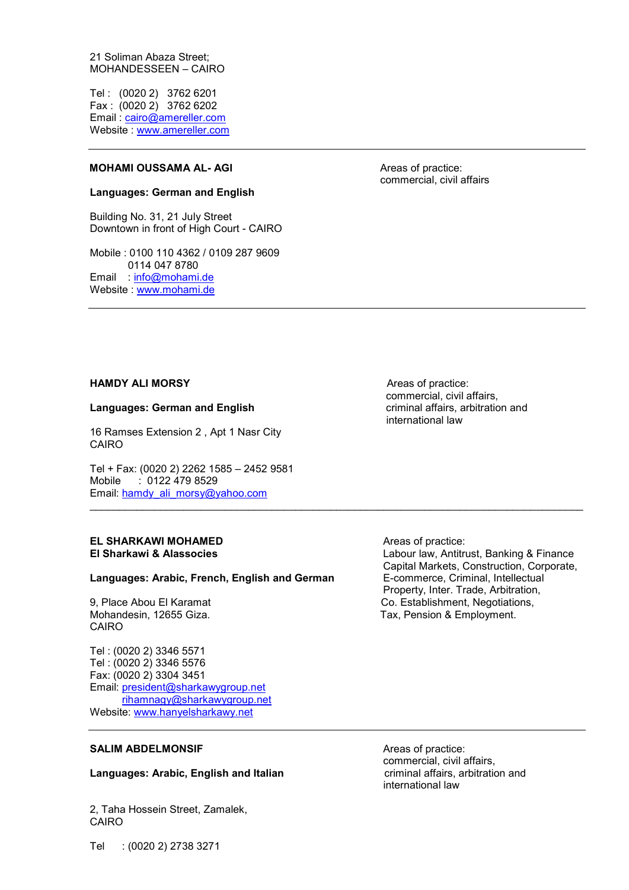21 Soliman Abaza Street;
MOHANDESSEEN – CAIRO

Tel : (0020 2) 3762 6201
Fax : (0020 2) 3762 6202
Email : cairo@amereller.com
Website : www.amereller.com

---

**MOHAMI OUSSAMA AL- AGI**

**Languages: German and English**

Building No. 31, 21 July Street
Downtown in front of High Court - CAIRO

Mobile : 0100 110 4362 / 0109 287 9609
0114 047 8780
Email : info@mohami.de
Website : www.mohami.de

Areas of practice:
commercial, civil affairs

---

**HAMDY ALI MORSY**

**Languages: German and English**

16 Ramses Extension 2 , Apt 1 Nasr City
CAIRO

Tel + Fax: (0020 2) 2262 1585 – 2452 9581
Mobile : 0122 479 8529
Email: hamdy_ali_morsy@yahoo.com

Areas of practice:
commercial, civil affairs,
criminal affairs, arbitration and
international law

---

**EL SHARKAWI MOHAMED**
**El Sharkawi & Alassocies**

**Languages: Arabic, French, English and German**

9, Place Abou El Karamat
Mohandesin, 12655 Giza.
CAIRO

Tel : (0020 2) 3346 5571
Tel : (0020 2) 3346 5576
Fax: (0020 2) 3304 3451
Email: president@sharkawygroup.net
rihamnagy@sharkawygroup.net
Website: www.hanyelsharkawy.net

Areas of practice:
Labour law, Antitrust, Banking & Finance
Capital Markets, Construction, Corporate,
E-commerce, Criminal, Intellectual
Property, Inter. Trade, Arbitration,
Co. Establishment, Negotiations,
Tax, Pension & Employment.

---

**SALIM ABDELMONSIF**

**Languages: Arabic, English and Italian**

2, Taha Hossein Street, Zamalek,
CAIRO

Tel : (0020 2) 2738 3271

Areas of practice:
commercial, civil affairs,
criminal affairs, arbitration and
international law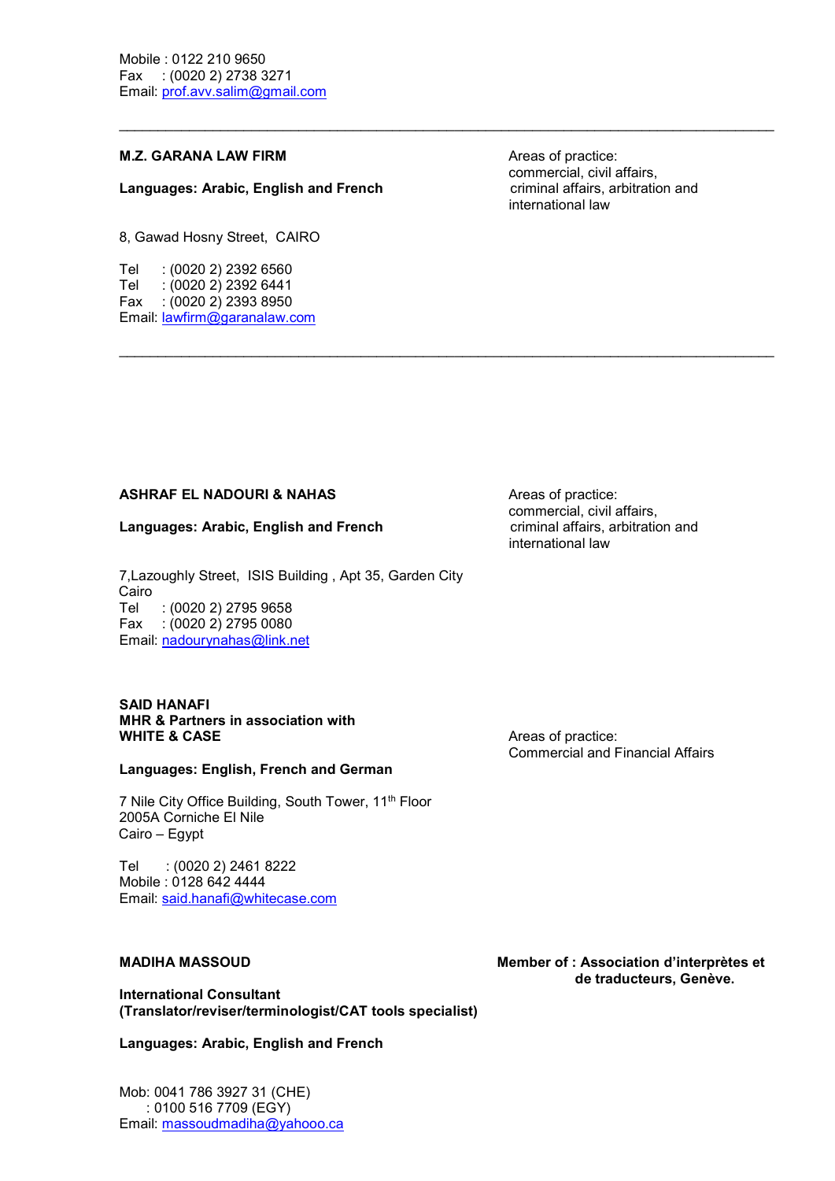Mobile : 0122 210 9650
Fax : (0020 2) 2738 3271
Email: prof.avv.salim@gmail.com

---

**M.Z. GARANA LAW FIRM**

**Languages: Arabic, English and French**

Areas of practice:
commercial, civil affairs,
criminal affairs, arbitration and
international law

8, Gawad Hosny Street, CAIRO

Tel : (0020 2) 2392 6560
Tel : (0020 2) 2392 6441
Fax : (0020 2) 2393 8950
Email: lawfirm@garanalaw.com

---

**ASHRAF EL NADOURI & NAHAS**

**Languages: Arabic, English and French**

Areas of practice:
commercial, civil affairs,
criminal affairs, arbitration and
international law

7,Lazoughly Street, ISIS Building , Apt 35, Garden City
Cairo
Tel : (0020 2) 2795 9658
Fax : (0020 2) 2795 0080
Email: nadourynahas@link.net

**SAID HANAFI**
**MHR & Partners in association with**
**WHITE & CASE**

Areas of practice:
Commercial and Financial Affairs

**Languages: English, French and German**

7 Nile City Office Building, South Tower, 11th Floor
2005A Corniche El Nile
Cairo – Egypt

Tel : (0020 2) 2461 8222
Mobile : 0128 642 4444
Email: said.hanafi@whitecase.com

**MADIHA MASSOUD**

**Member of : Association d'interprètes et de traducteurs, Genève.**

**International Consultant**
**(Translator/reviser/terminologist/CAT tools specialist)**

**Languages: Arabic, English and French**

Mob: 0041 786 3927 31 (CHE)
: 0100 516 7709 (EGY)
Email: massoudmadiha@yahooo.ca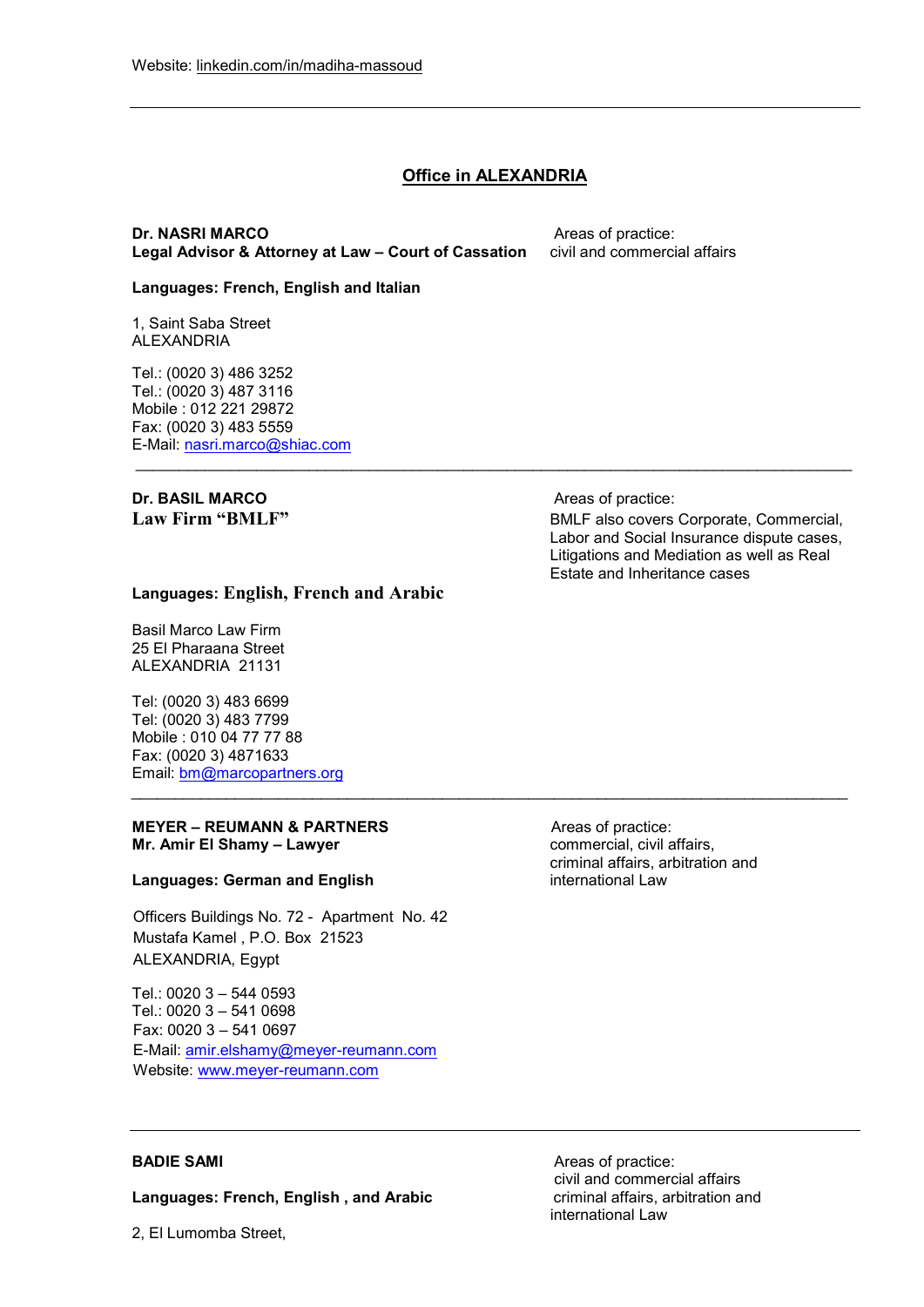Website: linkedin.com/in/madiha-massoud

---

## Office in ALEXANDRIA

**Dr. NASRI MARCO**
**Legal Advisor & Attorney at Law – Court of Cassation**

Areas of practice:
civil and commercial affairs

**Languages: French, English and Italian**

1, Saint Saba Street
ALEXANDRIA

Tel.: (0020 3) 486 3252
Tel.: (0020 3) 487 3116
Mobile : 012 221 29872
Fax: (0020 3) 483 5559
E-Mail: nasri.marco@shiac.com

---

**Dr. BASIL MARCO**
**Law Firm "BMLF"**

Areas of practice:
BMLF also covers Corporate, Commercial, Labor and Social Insurance dispute cases, Litigations and Mediation as well as Real Estate and Inheritance cases

**Languages: English, French and Arabic**

Basil Marco Law Firm
25 El Pharaana Street
ALEXANDRIA 21131

Tel: (0020 3) 483 6699
Tel: (0020 3) 483 7799
Mobile : 010 04 77 77 88
Fax: (0020 3) 4871633
Email: bm@marcopartners.org

---

**MEYER – REUMANN & PARTNERS**
**Mr. Amir El Shamy – Lawyer**

Areas of practice:
commercial, civil affairs, criminal affairs, arbitration and international Law

**Languages: German and English**

Officers Buildings No. 72 - Apartment No. 42
Mustafa Kamel , P.O. Box 21523
ALEXANDRIA, Egypt

Tel.: 0020 3 – 544 0593
Tel.: 0020 3 – 541 0698
Fax: 0020 3 – 541 0697
E-Mail: amir.elshamy@meyer-reumann.com
Website: www.meyer-reumann.com

---

**BADIE SAMI**

Areas of practice:
civil and commercial affairs
criminal affairs, arbitration and international Law

**Languages: French, English , and Arabic**

2, El Lumomba Street,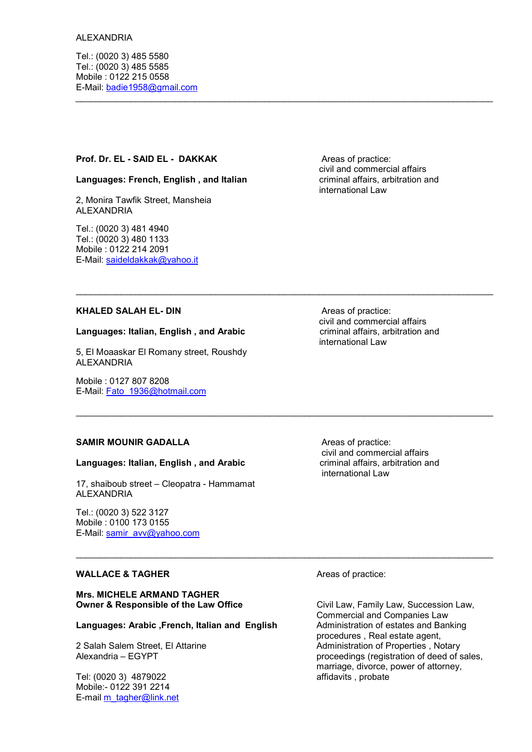ALEXANDRIA

Tel.: (0020 3) 485 5580
Tel.: (0020 3) 485 5585
Mobile : 0122 215 0558
E-Mail: badie1958@gmail.com

---

**Prof. Dr. EL - SAID EL - DAKKAK**

**Languages: French, English , and Italian**

2, Monira Tawfik Street, Mansheia
ALEXANDRIA

Tel.: (0020 3) 481 4940
Tel.: (0020 3) 480 1133
Mobile : 0122 214 2091
E-Mail: saideldakkak@yahoo.it

Areas of practice:
civil and commercial affairs
criminal affairs, arbitration and
international Law

---

**KHALED SALAH EL- DIN**

**Languages: Italian, English , and Arabic**

5, El Moaaskar El Romany street, Roushdy
ALEXANDRIA

Mobile : 0127 807 8208
E-Mail: Fato_1936@hotmail.com

Areas of practice:
civil and commercial affairs
criminal affairs, arbitration and
international Law

---

**SAMIR MOUNIR GADALLA**

**Languages: Italian, English , and Arabic**

17, shaiboub street – Cleopatra - Hammamat
ALEXANDRIA

Tel.: (0020 3) 522 3127
Mobile : 0100 173 0155
E-Mail: samir_avv@yahoo.com

Areas of practice:
civil and commercial affairs
criminal affairs, arbitration and
international Law

---

**WALLACE & TAGHER**

**Mrs. MICHELE ARMAND TAGHER**
**Owner & Responsible of the Law Office**

**Languages: Arabic ,French, Italian and English**

2 Salah Salem Street, El Attarine
Alexandria – EGYPT

Tel: (0020 3) 4879022
Mobile:- 0122 391 2214
E-mail m_tagher@link.net

Areas of practice:

Civil Law, Family Law, Succession Law,
Commercial and Companies Law
Administration of estates and Banking
procedures , Real estate agent,
Administration of Properties , Notary
proceedings (registration of deed of sales,
marriage, divorce, power of attorney,
affidavits , probate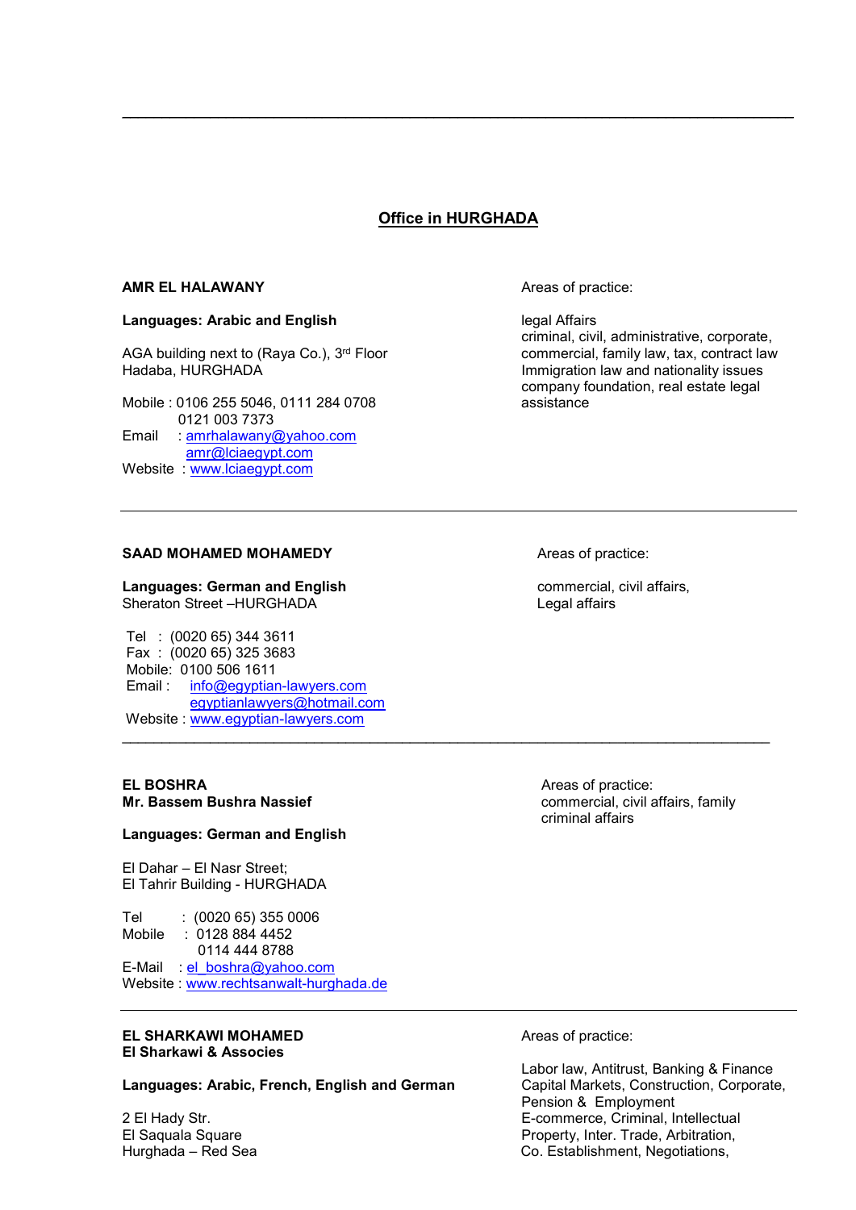## Office in HURGHADA

---

**AMR EL HALAWANY**

**Languages: Arabic and English**

AGA building next to (Raya Co.), 3rd Floor
Hadaba, HURGHADA

Mobile : 0106 255 5046, 0111 284 0708
0121 003 7373
Email : amrhalawany@yahoo.com
amr@lciaegypt.com
Website : www.lciaegypt.com

Areas of practice:

legal Affairs
criminal, civil, administrative, corporate, commercial, family law, tax, contract law
Immigration law and nationality issues
company foundation, real estate legal assistance

---

**SAAD MOHAMED MOHAMEDY**

**Languages: German and English**
Sheraton Street –HURGHADA

Tel : (0020 65) 344 3611
Fax : (0020 65) 325 3683
Mobile: 0100 506 1611
Email : info@egyptian-lawyers.com
egyptianlawyers@hotmail.com
Website : www.egyptian-lawyers.com

Areas of practice:

commercial, civil affairs,
Legal affairs

---

**EL BOSHRA**
**Mr. Bassem Bushra Nassief**

**Languages: German and English**

El Dahar – El Nasr Street;
El Tahrir Building - HURGHADA

Tel : (0020 65) 355 0006
Mobile : 0128 884 4452
0114 444 8788
E-Mail : el_boshra@yahoo.com
Website : www.rechtsanwalt-hurghada.de

Areas of practice:
commercial, civil affairs, family
criminal affairs

---

**EL SHARKAWI MOHAMED**
**El Sharkawi & Associes**

**Languages: Arabic, French, English and German**

2 El Hady Str.
El Saquala Square
Hurghada – Red Sea

Areas of practice:

Labor law, Antitrust, Banking & Finance
Capital Markets, Construction, Corporate,
Pension & Employment
E-commerce, Criminal, Intellectual Property, Inter. Trade, Arbitration,
Co. Establishment, Negotiations,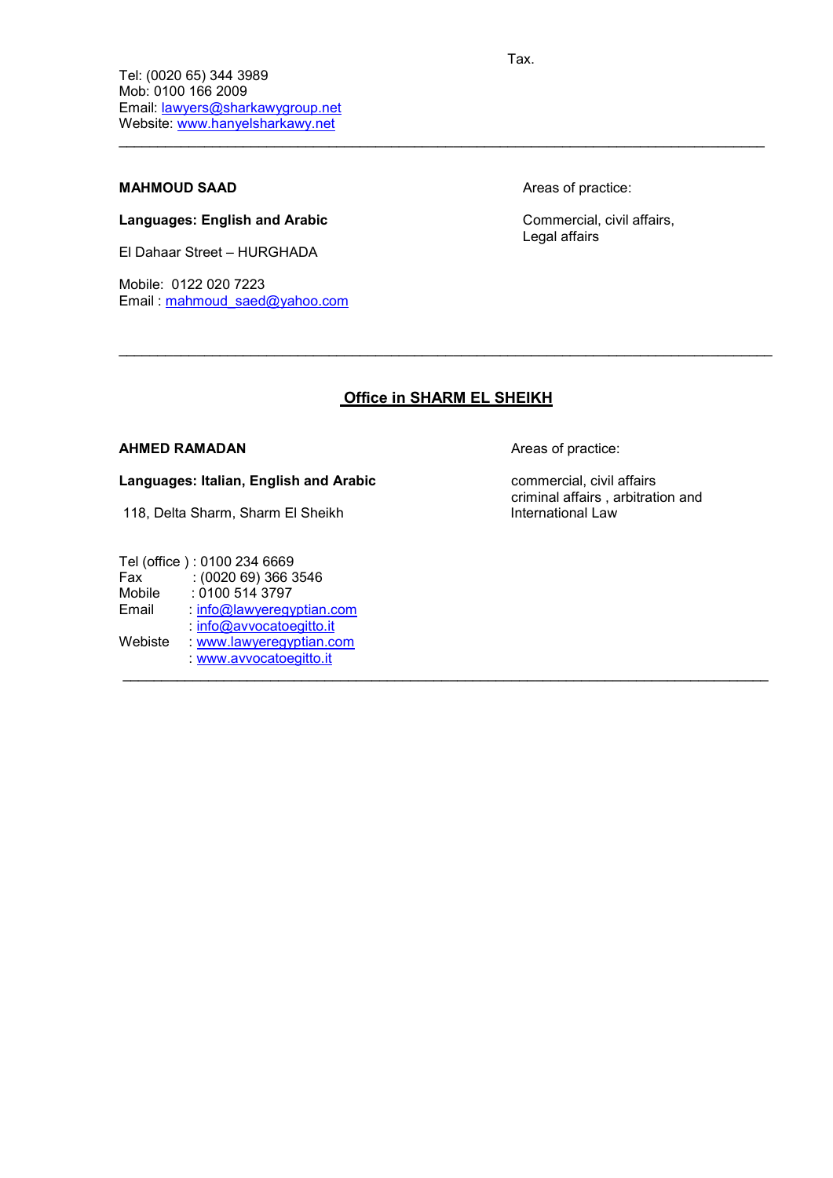Tax.

Tel: (0020 65) 344 3989
Mob: 0100 166 2009
Email: lawyers@sharkawygroup.net
Website: www.hanyelsharkawy.net

---

**MAHMOUD SAAD**

**Languages: English and Arabic**

El Dahaar Street – HURGHADA

Mobile: 0122 020 7223
Email : mahmoud_saed@yahoo.com

Areas of practice:

Commercial, civil affairs,
Legal affairs

---

## Office in SHARM EL SHEIKH

**AHMED RAMADAN**

**Languages: Italian, English and Arabic**

118, Delta Sharm, Sharm El Sheikh

Tel (office ) : 0100 234 6669
Fax : (0020 69) 366 3546
Mobile : 0100 514 3797
Email : info@lawyeregyptian.com
: info@avvocatoegitto.it
Webiste : www.lawyeregyptian.com
: www.avvocatoegitto.it

Areas of practice:

commercial, civil affairs
criminal affairs , arbitration and
International Law

---